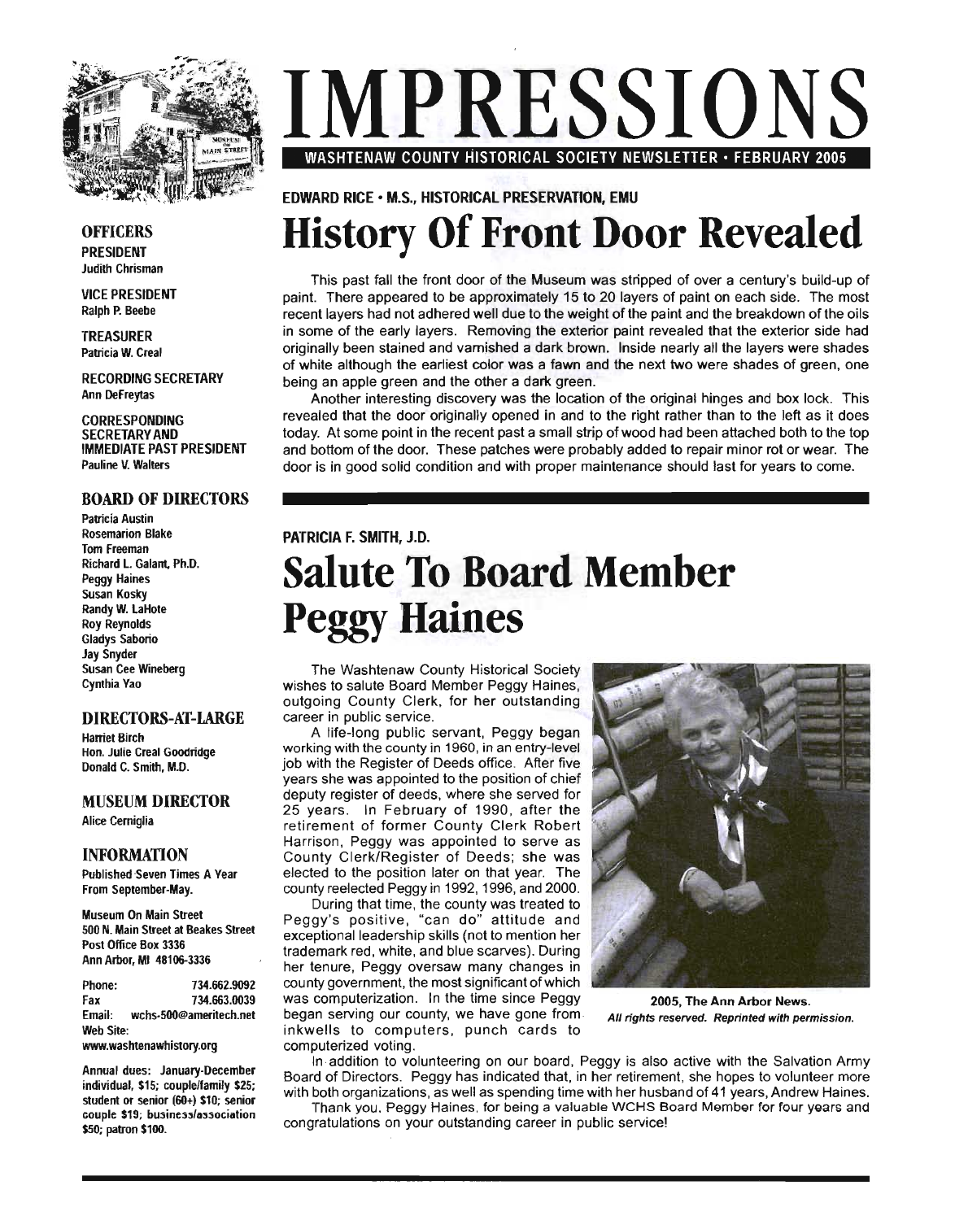# IMPRESSIONS

**WASHTENAW COUNTY HISTORICAL SOCIETY NEWSLETTER • FEBRUARY 2005**

## OFFICERS

**PRESIDENT**
Judith Chrisman

**VICE PRESIDENT**
Ralph P. Beebe

**TREASURER**
Patricia W. Creal

**RECORDING SECRETARY**
Ann DeFreytas

**CORRESPONDING SECRETARY AND IMMEDIATE PAST PRESIDENT**
Pauline V. Walters

## BOARD OF DIRECTORS

Patricia Austin
Rosemarion Blake
Tom Freeman
Richard L. Galant, Ph.D.
Peggy Haines
Susan Kosky
Randy W. LaHote
Roy Reynolds
Gladys Saborio
Jay Snyder
Susan Cee Wineberg
Cynthia Yao

## DIRECTORS-AT-LARGE

Harriet Birch
Hon. Julie Creal Goodridge
Donald C. Smith, M.D.

## MUSEUM DIRECTOR

Alice Cerniglia

## INFORMATION

Published Seven Times A Year From September-May.

Museum On Main Street
500 N. Main Street at Beakes Street
Post Office Box 3336
Ann Arbor, MI 48106-3336

Phone: 734.662.9092
Fax 734.663.0039
Email: wchs-500@ameritech.net
Web Site:
www.washtenawhistory.org

Annual dues: January-December individual, $15; couple/family $25; student or senior (60+) $10; senior couple $19; business/association $50; patron $100.

---

EDWARD RICE • M.S., HISTORICAL PRESERVATION, EMU

# History Of Front Door Revealed

This past fall the front door of the Museum was stripped of over a century's build-up of paint. There appeared to be approximately 15 to 20 layers of paint on each side. The most recent layers had not adhered well due to the weight of the paint and the breakdown of the oils in some of the early layers. Removing the exterior paint revealed that the exterior side had originally been stained and varnished a dark brown. Inside nearly all the layers were shades of white although the earliest color was a fawn and the next two were shades of green, one being an apple green and the other a dark green.

Another interesting discovery was the location of the original hinges and box lock. This revealed that the door originally opened in and to the right rather than to the left as it does today. At some point in the recent past a small strip of wood had been attached both to the top and bottom of the door. These patches were probably added to repair minor rot or wear. The door is in good solid condition and with proper maintenance should last for years to come.

---

PATRICIA F. SMITH, J.D.

# Salute To Board Member Peggy Haines

The Washtenaw County Historical Society wishes to salute Board Member Peggy Haines, outgoing County Clerk, for her outstanding career in public service.

A life-long public servant, Peggy began working with the county in 1960, in an entry-level job with the Register of Deeds office. After five years she was appointed to the position of chief deputy register of deeds, where she served for 25 years. In February of 1990, after the retirement of former County Clerk Robert Harrison, Peggy was appointed to serve as County Clerk/Register of Deeds; she was elected to the position later on that year. The county reelected Peggy in 1992, 1996, and 2000.

During that time, the county was treated to Peggy's positive, "can do" attitude and exceptional leadership skills (not to mention her trademark red, white, and blue scarves). During her tenure, Peggy oversaw many changes in county government, the most significant of which was computerization. In the time since Peggy began serving our county, we have gone from inkwells to computers, punch cards to computerized voting.

**2005, The Ann Arbor News.**
*All rights reserved. Reprinted with permission.*

In addition to volunteering on our board, Peggy is also active with the Salvation Army Board of Directors. Peggy has indicated that, in her retirement, she hopes to volunteer more with both organizations, as well as spending time with her husband of 41 years, Andrew Haines.

Thank you, Peggy Haines, for being a valuable WCHS Board Member for four years and congratulations on your outstanding career in public service!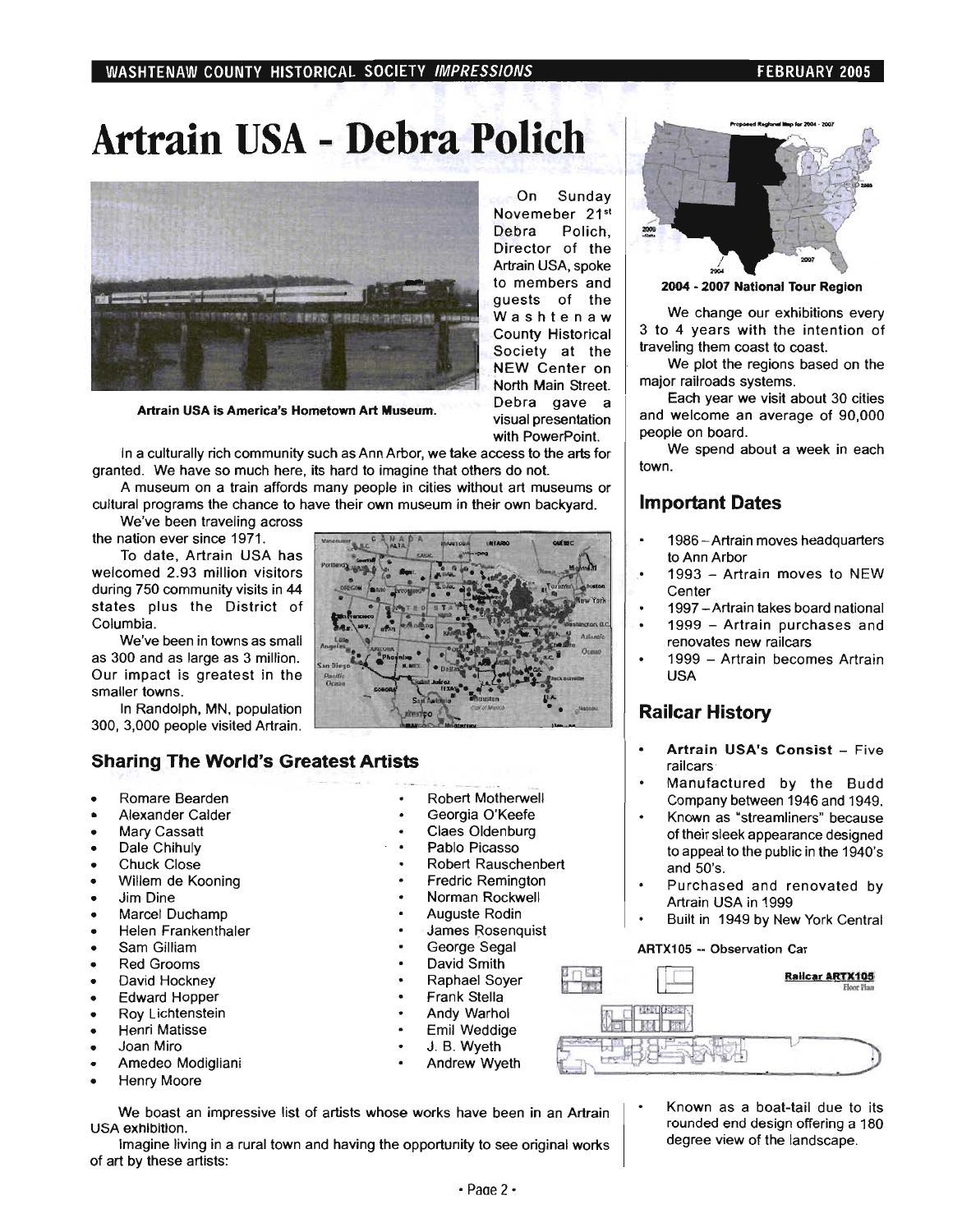# Artrain USA - Debra Polich

Artrain USA is America's Hometown Art Museum.

On Sunday Novemeber 21st Debra Polich, Director of the Artrain USA, spoke to members and guests of the Washtenaw County Historical Society at the NEW Center on North Main Street. Debra gave a visual presentation with PowerPoint.

In a culturally rich community such as Ann Arbor, we take access to the arts for granted. We have so much here, its hard to imagine that others do not.

A museum on a train affords many people in cities without art museums or cultural programs the chance to have their own museum in their own backyard.

We've been traveling across the nation ever since 1971.

To date, Artrain USA has welcomed 2.93 million visitors during 750 community visits in 44 states plus the District of Columbia.

We've been in towns as small as 300 and as large as 3 million. Our impact is greatest in the smaller towns.

In Randolph, MN, population 300, 3,000 people visited Artrain.

### Sharing The World's Greatest Artists

- Romare Bearden
- Alexander Calder
- Mary Cassatt
- Dale Chihuly
- Chuck Close
- Willem de Kooning
- Jim Dine
- Marcel Duchamp
- Helen Frankenthaler
- Sam Gilliam
- Red Grooms
- David Hockney
- Edward Hopper
- Roy Lichtenstein
- Henri Matisse
- Joan Miro
- Amedeo Modigliani
- Henry Moore
- Robert Motherwell
- Georgia O'Keefe
- Claes Oldenburg
- Pablo Picasso
- Robert Rauschenbert
- Fredric Remington
- Norman Rockwell
- Auguste Rodin
- James Rosenquist
- George Segal
- David Smith
- Raphael Soyer
- Frank Stella
- Andy Warhol
- Emil Weddige
- J. B. Wyeth
- Andrew Wyeth

We boast an impressive list of artists whose works have been in an Artrain USA exhibition.

Imagine living in a rural town and having the opportunity to see original works of art by these artists:

**2004 - 2007 National Tour Region**

We change our exhibitions every 3 to 4 years with the intention of traveling them coast to coast.

We plot the regions based on the major railroads systems.

Each year we visit about 30 cities and welcome an average of 90,000 people on board.

We spend about a week in each town.

### Important Dates

- 1986 – Artrain moves headquarters to Ann Arbor
- 1993 – Artrain moves to NEW Center
- 1997 – Artrain takes board national
- 1999 – Artrain purchases and renovates new railcars
- 1999 – Artrain becomes Artrain USA

### Railcar History

- **Artrain USA's Consist** – Five railcars
- Manufactured by the Budd Company between 1946 and 1949.
- Known as "streamliners" because of their sleek appearance designed to appeal to the public in the 1940's and 50's.
- Purchased and renovated by Artrain USA in 1999
- Built in 1949 by New York Central

**ARTX105 -- Observation Car**

- Known as a boat-tail due to its rounded end design offering a 180 degree view of the landscape.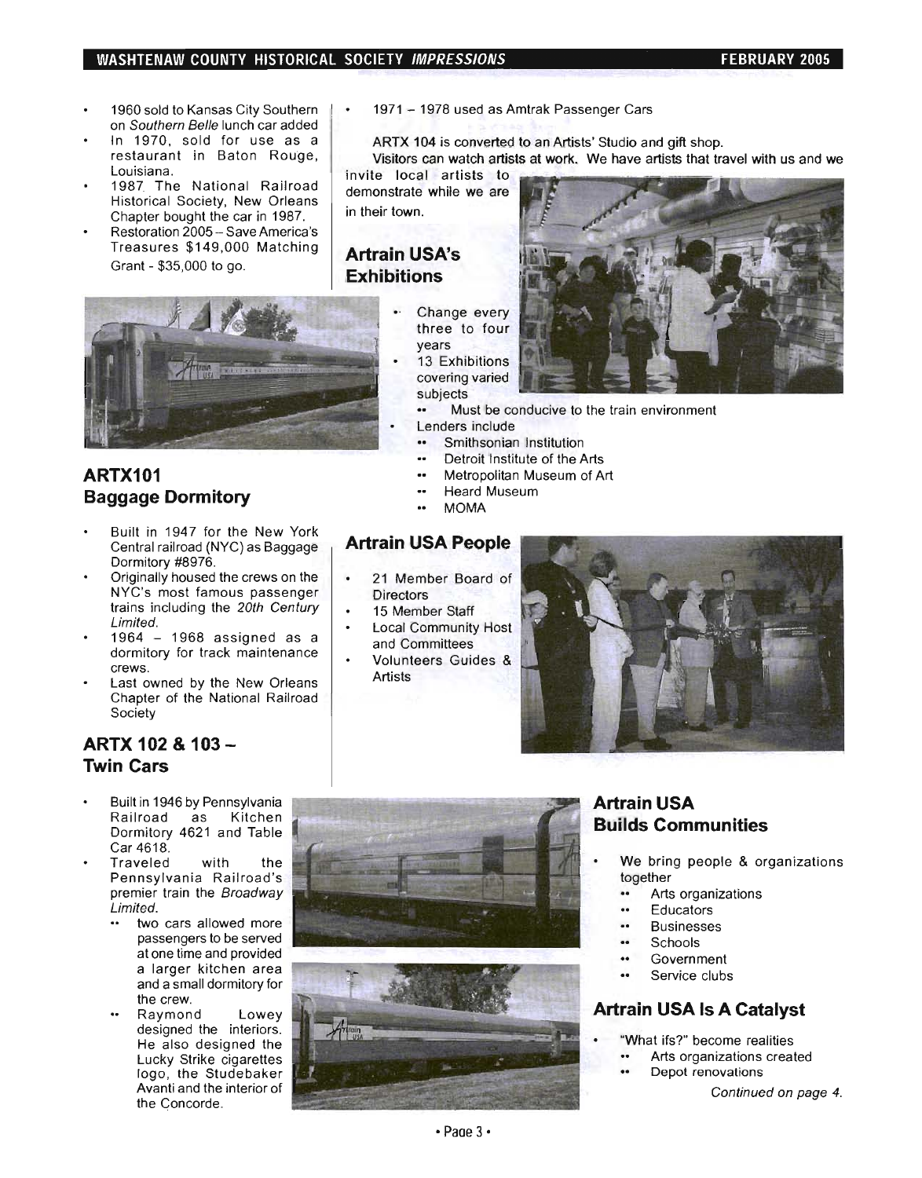- 1960 sold to Kansas City Southern on *Southern Belle* lunch car added
- In 1970, sold for use as a restaurant in Baton Rouge, Louisiana.
- 1987. The National Railroad Historical Society, New Orleans Chapter bought the car in 1987.
- Restoration 2005 – Save America's Treasures $149,000 Matching Grant - $35,000 to go.

## ARTX101 Baggage Dormitory

- Built in 1947 for the New York Central railroad (NYC) as Baggage Dormitory #8976.
- Originally housed the crews on the NYC's most famous passenger trains including the *20th Century Limited*.
- 1964 – 1968 assigned as a dormitory for track maintenance crews.
- Last owned by the New Orleans Chapter of the National Railroad Society

## ARTX 102 & 103 – Twin Cars

- Built in 1946 by Pennsylvania Railroad as Kitchen Dormitory 4621 and Table Car 4618.
- Traveled with the Pennsylvania Railroad's premier train the *Broadway Limited*.
  - two cars allowed more passengers to be served at one time and provided a larger kitchen area and a small dormitory for the crew.
  - Raymond Lowey designed the interiors. He also designed the Lucky Strike cigarettes logo, the Studebaker Avanti and the interior of the Concorde.
- 1971 – 1978 used as Amtrak Passenger Cars

ARTX 104 is converted to an Artists' Studio and gift shop.

Visitors can watch artists at work. We have artists that travel with us and we invite local artists to demonstrate while we are in their town.

## Artrain USA's Exhibitions

- Change every three to four years
- 13 Exhibitions covering varied subjects
  - Must be conducive to the train environment
- Lenders include
  - Smithsonian Institution
  - Detroit Institute of the Arts
  - Metropolitan Museum of Art
  - Heard Museum
  - MOMA

## Artrain USA People

- 21 Member Board of Directors
- 15 Member Staff
- Local Community Host and Committees
- Volunteers Guides & Artists

## Artrain USA Builds Communities

- We bring people & organizations together
  - Arts organizations
  - Educators
  - Businesses
  - Schools
  - Government
  - Service clubs

## Artrain USA Is A Catalyst

- "What ifs?" become realities
  - Arts organizations created
  - Depot renovations

*Continued on page 4.*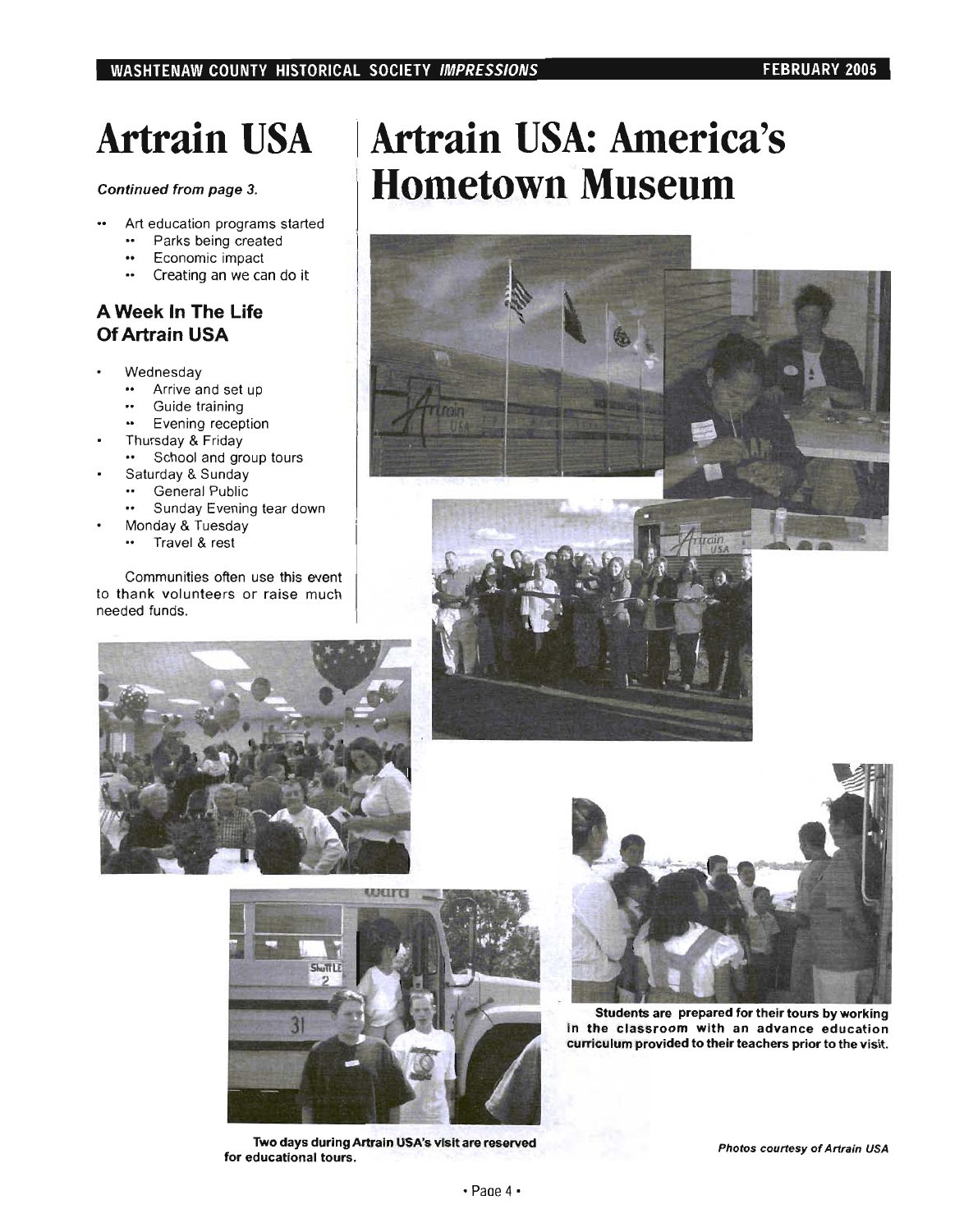# Artrain USA

*Continued from page 3.*

- Art education programs started
  - Parks being created
  - Economic impact
  - Creating an we can do it

### A Week In The Life Of Artrain USA

- Wednesday
  - Arrive and set up
  - Guide training
  - Evening reception
- Thursday & Friday
  - School and group tours
- Saturday & Sunday
  - General Public
  - Sunday Evening tear down
- Monday & Tuesday
  - Travel & rest

Communities often use this event to thank volunteers or raise much needed funds.

# Artrain USA: America's Hometown Museum

**Students are prepared for their tours by working in the classroom with an advance education curriculum provided to their teachers prior to the visit.**

**Two days during Artrain USA's visit are reserved for educational tours.**

***Photos courtesy of Artrain USA***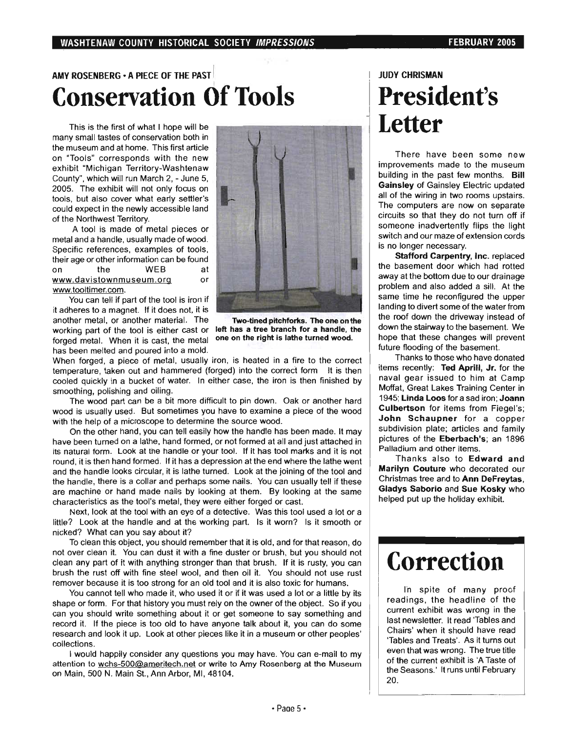AMY ROSENBERG • A PIECE OF THE PAST

# Conservation Of Tools

This is the first of what I hope will be many small tastes of conservation both in the museum and at home. This first article on "Tools" corresponds with the new exhibit "Michigan Territory-Washtenaw County", which will run March 2, - June 5, 2005. The exhibit will not only focus on tools, but also cover what early settler's could expect in the newly accessible land of the Northwest Territory.

A tool is made of metal pieces or metal and a handle, usually made of wood. Specific references, examples of tools, their age or other information can be found on the WEB at www.davistownmuseum.org or www.tooltimer.com.

**Two-tined pitchforks. The one on the left has a tree branch for a handle, the one on the right is lathe turned wood.**

You can tell if part of the tool is iron if it adheres to a magnet. If it does not, it is another metal, or another material. The working part of the tool is either cast or forged metal. When it is cast, the metal has been melted and poured into a mold. When forged, a piece of metal, usually iron, is heated in a fire to the correct temperature, taken out and hammered (forged) into the correct form It is then cooled quickly in a bucket of water. In either case, the iron is then finished by smoothing, polishing and oiling.

The wood part can be a bit more difficult to pin down. Oak or another hard wood is usually used. But sometimes you have to examine a piece of the wood with the help of a microscope to determine the source wood.

On the other hand, you can tell easily how the handle has been made. It may have been turned on a lathe, hand formed, or not formed at all and just attached in its natural form. Look at the handle or your tool. If it has tool marks and it is not round, it is then hand formed. If it has a depression at the end where the lathe went and the handle looks circular, it is lathe turned. Look at the joining of the tool and the handle, there is a collar and perhaps some nails. You can usually tell if these are machine or hand made nails by looking at them. By looking at the same characteristics as the tool's metal, they were either forged or cast.

Next, look at the tool with an eye of a detective. Was this tool used a lot or a little? Look at the handle and at the working part. Is it worn? Is it smooth or nicked? What can you say about it?

To clean this object, you should remember that it is old, and for that reason, do not over clean it. You can dust it with a fine duster or brush, but you should not clean any part of it with anything stronger than that brush. If it is rusty, you can brush the rust off with fine steel wool, and then oil it. You should not use rust remover because it is too strong for an old tool and it is also toxic for humans.

You cannot tell who made it, who used it or if it was used a lot or a little by its shape or form. For that history you must rely on the owner of the object. So if you can you should write something about it or get someone to say something and record it. If the piece is too old to have anyone talk about it, you can do some research and look it up. Look at other pieces like it in a museum or other peoples' collections.

I would happily consider any questions you may have. You can e-mail to my attention to wchs-500@ameritech.net or write to Amy Rosenberg at the Museum on Main, 500 N. Main St., Ann Arbor, MI, 48104.

JUDY CHRISMAN

# President's Letter

There have been some new improvements made to the museum building in the past few months. **Bill Gainsley** of Gainsley Electric updated all of the wiring in two rooms upstairs. The computers are now on separate circuits so that they do not turn off if someone inadvertently flips the light switch and our maze of extension cords is no longer necessary.

**Stafford Carpentry, Inc.** replaced the basement door which had rotted away at the bottom due to our drainage problem and also added a sill. At the same time he reconfigured the upper landing to divert some of the water from the roof down the driveway instead of down the stairway to the basement. We hope that these changes will prevent future flooding of the basement.

Thanks to those who have donated items recently: **Ted Aprill, Jr.** for the naval gear issued to him at Camp Moffat, Great Lakes Training Center in 1945; **Linda Loos** for a sad iron; **Joann Culbertson** for items from Fiegel's; **John Schaupner** for a copper subdivision plate; articles and family pictures of the **Eberbach's**; an 1896 Palladium and other items.

Thanks also to **Edward and Marilyn Couture** who decorated our Christmas tree and to **Ann DeFreytas**, **Gladys Saborio** and **Sue Kosky** who helped put up the holiday exhibit.

# Correction

In spite of many proof readings, the headline of the current exhibit was wrong in the last newsletter. It read 'Tables and Chairs' when it should have read 'Tables and Treats'. As it turns out even that was wrong. The true title of the current exhibit is 'A Taste of the Seasons.' It runs until February 20.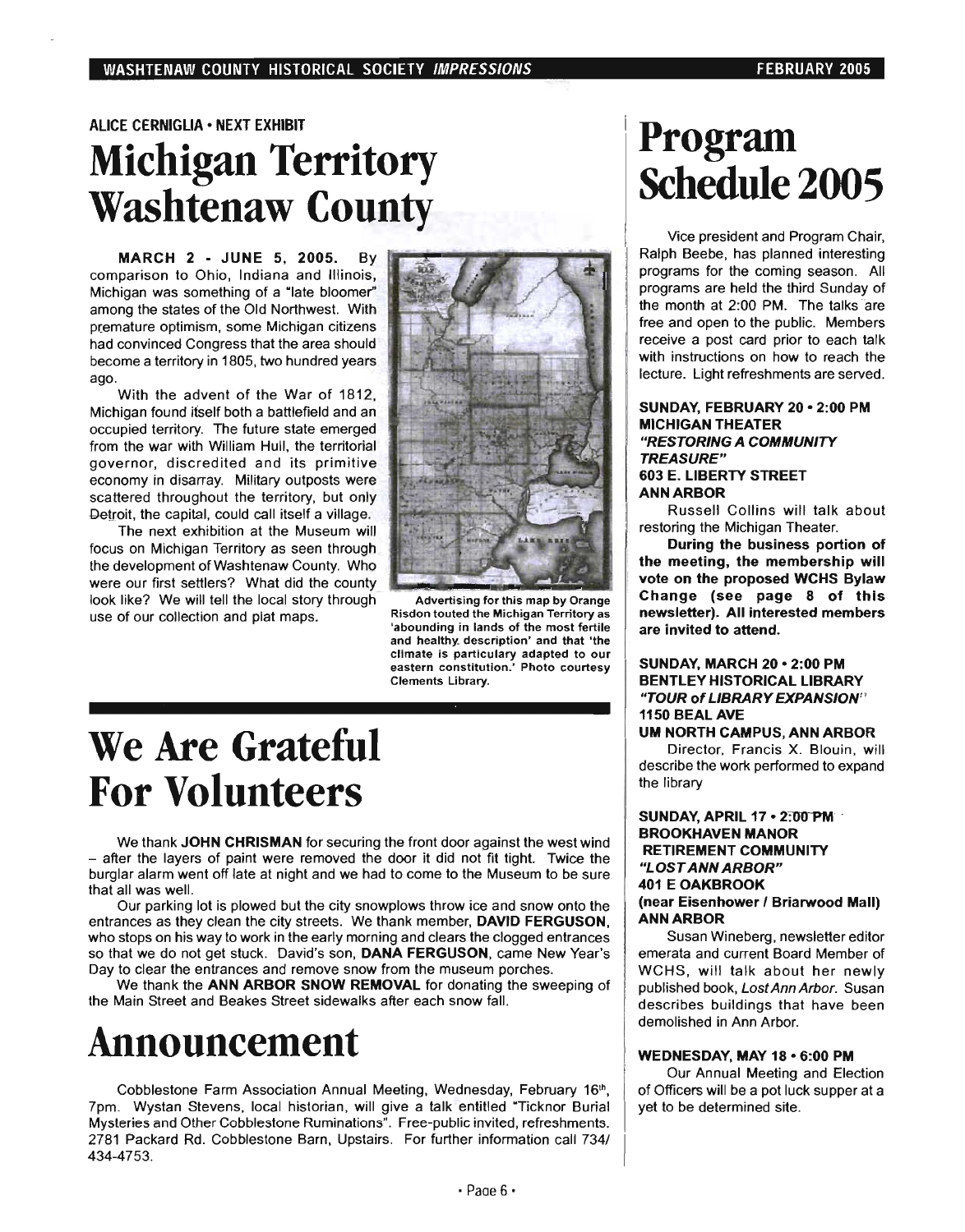ALICE CERNIGLIA • NEXT EXHIBIT

# Michigan Territory Washtenaw County

**MARCH 2 - JUNE 5, 2005.** By comparison to Ohio, Indiana and Illinois, Michigan was something of a "late bloomer" among the states of the Old Northwest. With premature optimism, some Michigan citizens had convinced Congress that the area should become a territory in 1805, two hundred years ago.

With the advent of the War of 1812, Michigan found itself both a battlefield and an occupied territory. The future state emerged from the war with William Hull, the territorial governor, discredited and its primitive economy in disarray. Military outposts were scattered throughout the territory, but only Detroit, the capital, could call itself a village.

The next exhibition at the Museum will focus on Michigan Territory as seen through the development of Washtenaw County. Who were our first settlers? What did the county look like? We will tell the local story through use of our collection and plat maps.

Advertising for this map by Orange Risdon touted the Michigan Territory as 'abounding in lands of the most fertile and healthy description' and that 'the climate is particulary adapted to our eastern constitution.' Photo courtesy Clements Library.

# We Are Grateful For Volunteers

We thank **JOHN CHRISMAN** for securing the front door against the west wind – after the layers of paint were removed the door it did not fit tight. Twice the burglar alarm went off late at night and we had to come to the Museum to be sure that all was well.

Our parking lot is plowed but the city snowplows throw ice and snow onto the entrances as they clean the city streets. We thank member, **DAVID FERGUSON**, who stops on his way to work in the early morning and clears the clogged entrances so that we do not get stuck. David's son, **DANA FERGUSON**, came New Year's Day to clear the entrances and remove snow from the museum porches.

We thank the **ANN ARBOR SNOW REMOVAL** for donating the sweeping of the Main Street and Beakes Street sidewalks after each snow fall.

# Announcement

Cobblestone Farm Association Annual Meeting, Wednesday, February 16th, 7pm. Wystan Stevens, local historian, will give a talk entitled "Ticknor Burial Mysteries and Other Cobblestone Ruminations". Free-public invited, refreshments. 2781 Packard Rd. Cobblestone Barn, Upstairs. For further information call 734/ 434-4753.

# Program Schedule 2005

Vice president and Program Chair, Ralph Beebe, has planned interesting programs for the coming season. All programs are held the third Sunday of the month at 2:00 PM. The talks are free and open to the public. Members receive a post card prior to each talk with instructions on how to reach the lecture. Light refreshments are served.

**SUNDAY, FEBRUARY 20 • 2:00 PM**
**MICHIGAN THEATER**
***"RESTORING A COMMUNITY TREASURE"***
**603 E. LIBERTY STREET**
**ANN ARBOR**

Russell Collins will talk about restoring the Michigan Theater.

**During the business portion of the meeting, the membership will vote on the proposed WCHS Bylaw Change (see page 8 of this newsletter). All interested members are invited to attend.**

**SUNDAY, MARCH 20 • 2:00 PM**
**BENTLEY HISTORICAL LIBRARY**
***"TOUR of LIBRARY EXPANSION"***
**1150 BEAL AVE**
**UM NORTH CAMPUS, ANN ARBOR**

Director, Francis X. Blouin, will describe the work performed to expand the library

**SUNDAY, APRIL 17 • 2:00 PM**
**BROOKHAVEN MANOR RETIREMENT COMMUNITY**
***"LOST ANN ARBOR"***
**401 E OAKBROOK**
**(near Eisenhower / Briarwood Mall)**
**ANN ARBOR**

Susan Wineberg, newsletter editor emerata and current Board Member of WCHS, will talk about her newly published book, *Lost Ann Arbor*. Susan describes buildings that have been demolished in Ann Arbor.

**WEDNESDAY, MAY 18 • 6:00 PM**

Our Annual Meeting and Election of Officers will be a pot luck supper at a yet to be determined site.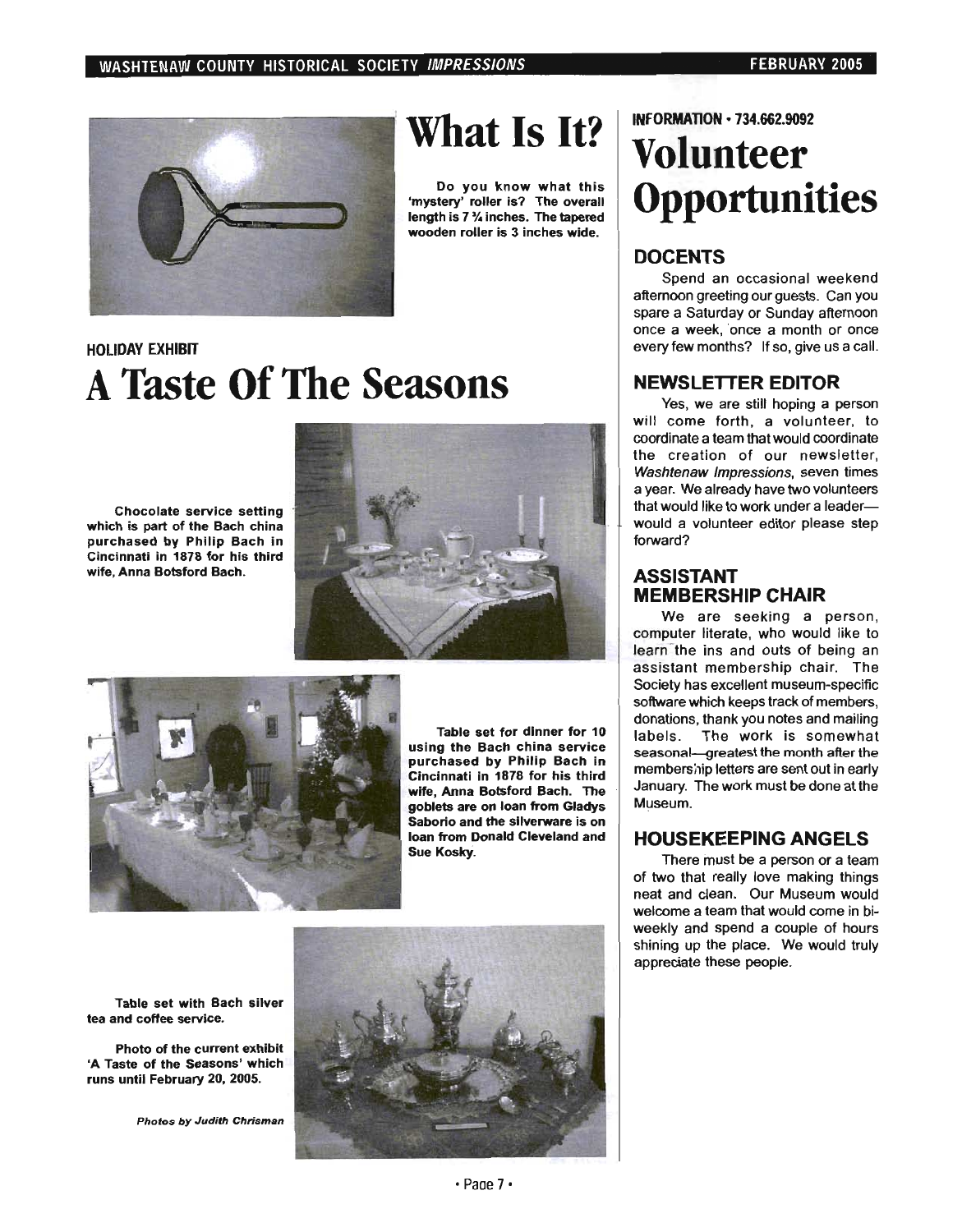# What Is It?

Do you know what this 'mystery' roller is? The overall length is 7 ¾ inches. The tapered wooden roller is 3 inches wide.

HOLIDAY EXHIBIT

# A Taste Of The Seasons

Chocolate service setting which is part of the Bach china purchased by Philip Bach in Cincinnati in 1878 for his third wife, Anna Botsford Bach.

Table set for dinner for 10 using the Bach china service purchased by Philip Bach in Cincinnati in 1878 for his third wife, Anna Botsford Bach. The goblets are on loan from Gladys Saborio and the silverware is on loan from Donald Cleveland and Sue Kosky.

Table set with Bach silver tea and coffee service.

Photo of the current exhibit 'A Taste of the Seasons' which runs until February 20, 2005.

*Photos by Judith Chrisman*

INFORMATION • 734.662.9092

# Volunteer Opportunities

## DOCENTS

Spend an occasional weekend afternoon greeting our guests. Can you spare a Saturday or Sunday afternoon once a week, once a month or once every few months? If so, give us a call.

## NEWSLETTER EDITOR

Yes, we are still hoping a person will come forth, a volunteer, to coordinate a team that would coordinate the creation of our newsletter, *Washtenaw Impressions*, seven times a year. We already have two volunteers that would like to work under a leader—would a volunteer editor please step forward?

## ASSISTANT MEMBERSHIP CHAIR

We are seeking a person, computer literate, who would like to learn the ins and outs of being an assistant membership chair. The Society has excellent museum-specific software which keeps track of members, donations, thank you notes and mailing labels. The work is somewhat seasonal—greatest the month after the membership letters are sent out in early January. The work must be done at the Museum.

## HOUSEKEEPING ANGELS

There must be a person or a team of two that really love making things neat and clean. Our Museum would welcome a team that would come in bi-weekly and spend a couple of hours shining up the place. We would truly appreciate these people.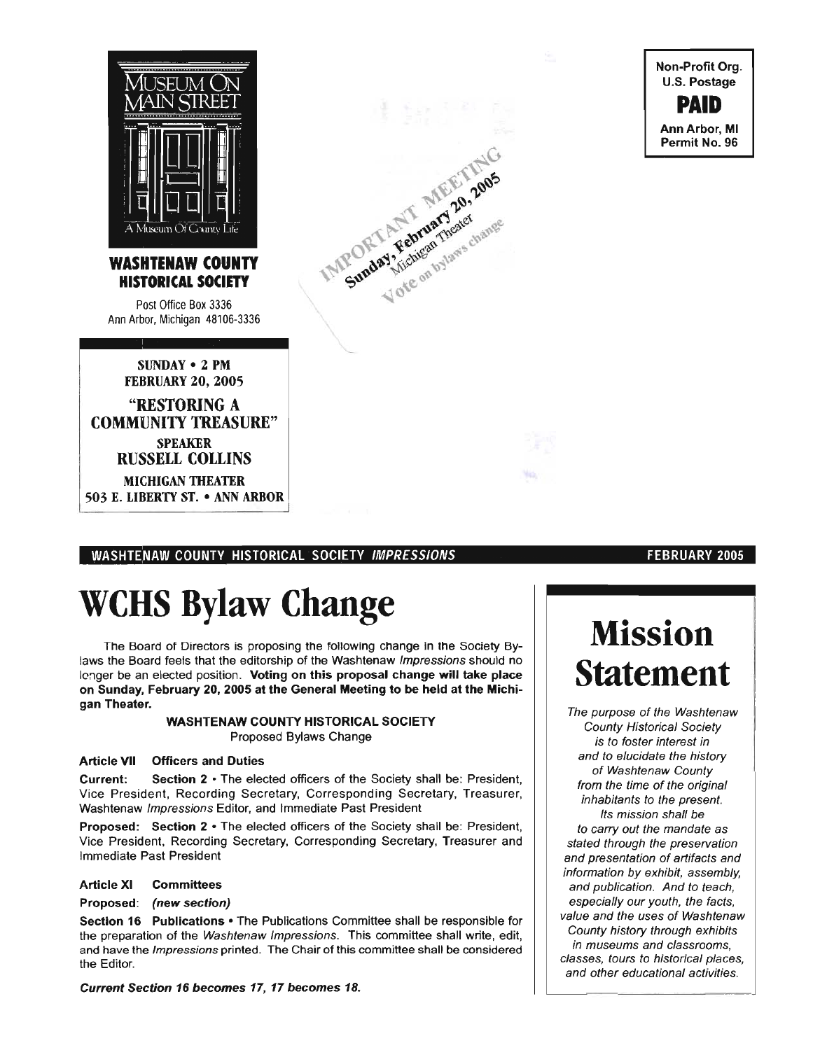MUSEUM ON MAIN STREET

A Museum Of County Life

**WASHTENAW COUNTY HISTORICAL SOCIETY**

Post Office Box 3336
Ann Arbor, Michigan 48106-3336

Non-Profit Org.
U.S. Postage
**PAID**
Ann Arbor, MI
Permit No. 96

IMPORTANT MEETING
Sunday, February 20, 2005
Michigan Theater
Vote on bylaws change

**SUNDAY • 2 PM**
**FEBRUARY 20, 2005**

**"RESTORING A COMMUNITY TREASURE"**

**SPEAKER**
**RUSSELL COLLINS**

**MICHIGAN THEATER**
**503 E. LIBERTY ST. • ANN ARBOR**

WASHTENAW COUNTY HISTORICAL SOCIETY *IMPRESSIONS* FEBRUARY 2005

# WCHS Bylaw Change

The Board of Directors is proposing the following change in the Society Bylaws the Board feels that the editorship of the Washtenaw *Impressions* should no longer be an elected position. **Voting on this proposal change will take place on Sunday, February 20, 2005 at the General Meeting to be held at the Michigan Theater.**

**WASHTENAW COUNTY HISTORICAL SOCIETY**
Proposed Bylaws Change

**Article VII Officers and Duties**

**Current: Section 2** • The elected officers of the Society shall be: President, Vice President, Recording Secretary, Corresponding Secretary, Treasurer, Washtenaw *Impressions* Editor, and Immediate Past President

**Proposed: Section 2** • The elected officers of the Society shall be: President, Vice President, Recording Secretary, Corresponding Secretary, Treasurer and Immediate Past President

**Article XI Committees**

**Proposed:** ***(new section)***

**Section 16 Publications** • The Publications Committee shall be responsible for the preparation of the *Washtenaw Impressions*. This committee shall write, edit, and have the *Impressions* printed. The Chair of this committee shall be considered the Editor.

***Current Section 16 becomes 17, 17 becomes 18.***

# Mission Statement

*The purpose of the Washtenaw County Historical Society is to foster interest in and to elucidate the history of Washtenaw County from the time of the original inhabitants to the present. Its mission shall be to carry out the mandate as stated through the preservation and presentation of artifacts and information by exhibit, assembly, and publication. And to teach, especially our youth, the facts, value and the uses of Washtenaw County history through exhibits in museums and classrooms, classes, tours to historical places, and other educational activities.*